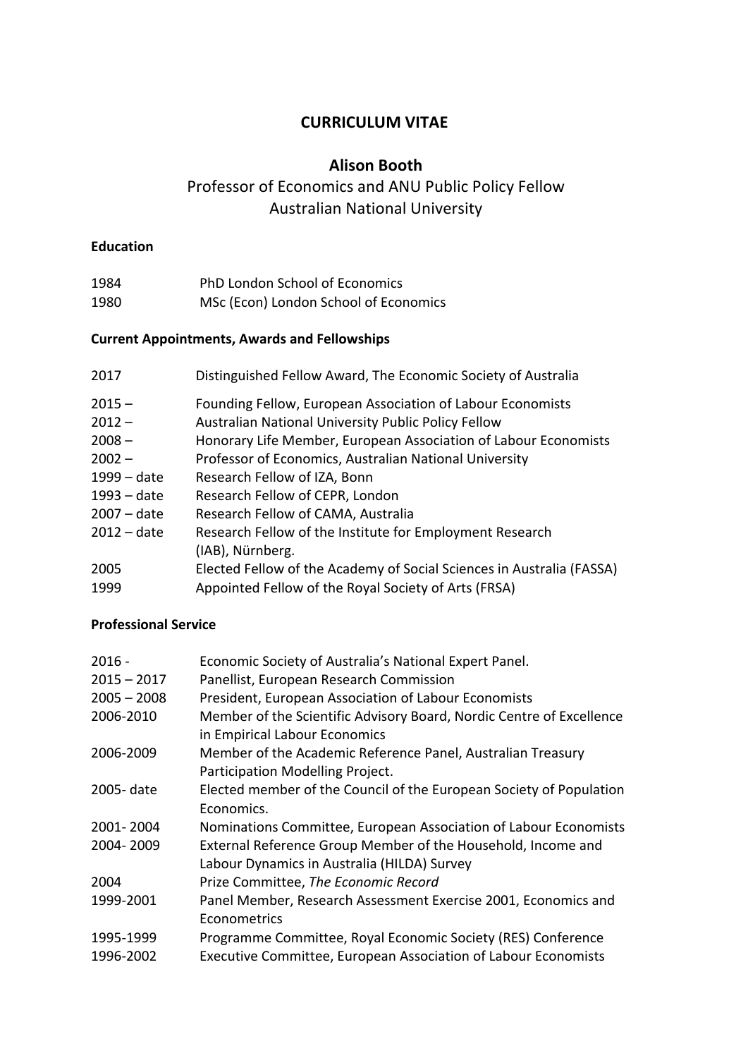# CURRICULUM VITAE

## Alison Booth

Professor of Economics and ANU Public Policy Fellow
Australian National University

**Education**

| | |
|---|---|
| 1984 | PhD London School of Economics |
| 1980 | MSc (Econ) London School of Economics |

**Current Appointments, Awards and Fellowships**

| | |
|---|---|
| 2017 | Distinguished Fellow Award, The Economic Society of Australia |
| 2015 – | Founding Fellow, European Association of Labour Economists |
| 2012 – | Australian National University Public Policy Fellow |
| 2008 – | Honorary Life Member, European Association of Labour Economists |
| 2002 – | Professor of Economics, Australian National University |
| 1999 – date | Research Fellow of IZA, Bonn |
| 1993 – date | Research Fellow of CEPR, London |
| 2007 – date | Research Fellow of CAMA, Australia |
| 2012 – date | Research Fellow of the Institute for Employment Research (IAB), Nürnberg. |
| 2005 | Elected Fellow of the Academy of Social Sciences in Australia (FASSA) |
| 1999 | Appointed Fellow of the Royal Society of Arts (FRSA) |

**Professional Service**

| | |
|---|---|
| 2016 - | Economic Society of Australia's National Expert Panel. |
| 2015 – 2017 | Panellist, European Research Commission |
| 2005 – 2008 | President, European Association of Labour Economists |
| 2006-2010 | Member of the Scientific Advisory Board, Nordic Centre of Excellence in Empirical Labour Economics |
| 2006-2009 | Member of the Academic Reference Panel, Australian Treasury Participation Modelling Project. |
| 2005- date | Elected member of the Council of the European Society of Population Economics. |
| 2001- 2004 | Nominations Committee, European Association of Labour Economists |
| 2004- 2009 | External Reference Group Member of the Household, Income and Labour Dynamics in Australia (HILDA) Survey |
| 2004 | Prize Committee, *The Economic Record* |
| 1999-2001 | Panel Member, Research Assessment Exercise 2001, Economics and Econometrics |
| 1995-1999 | Programme Committee, Royal Economic Society (RES) Conference |
| 1996-2002 | Executive Committee, European Association of Labour Economists |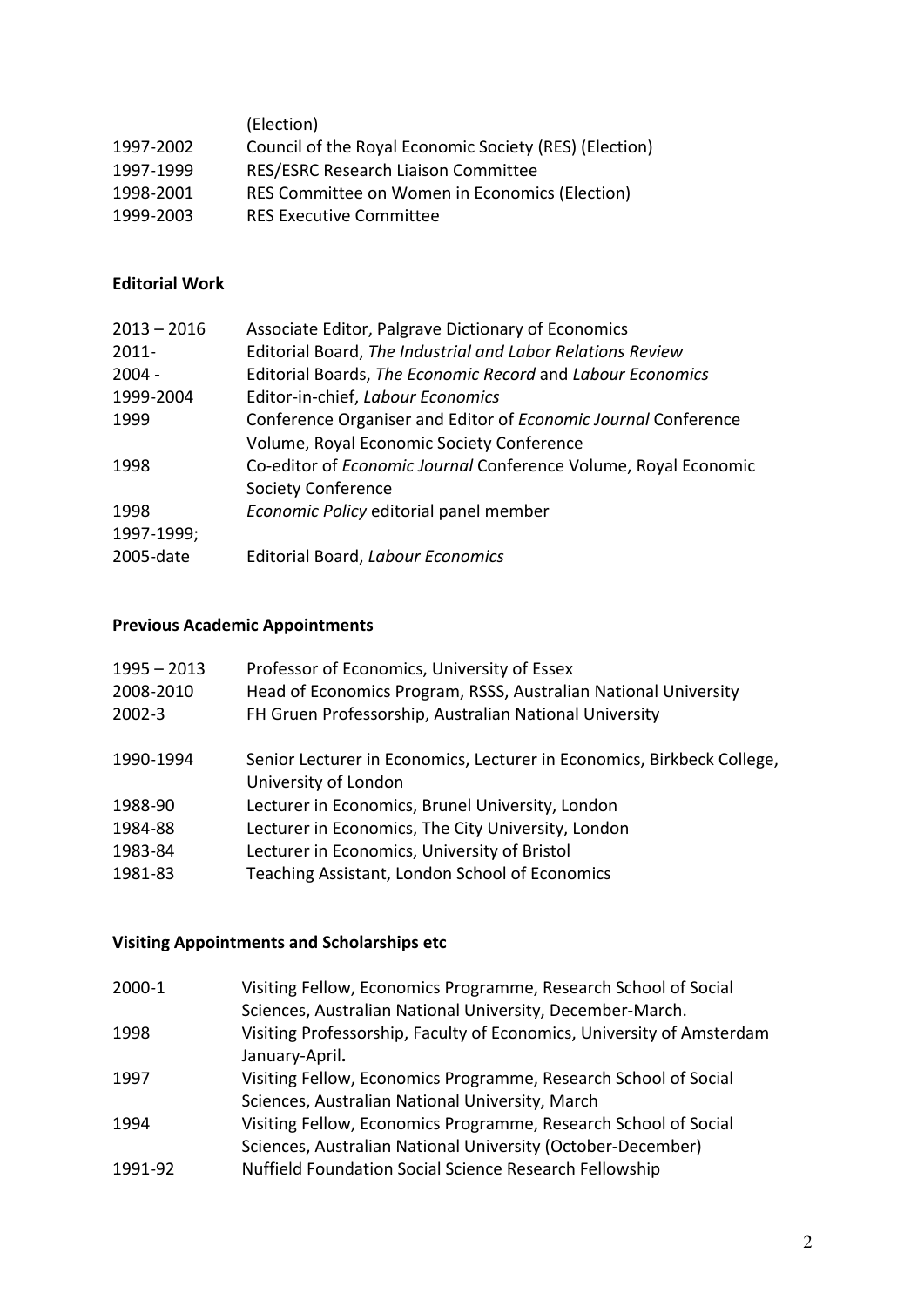| | |
|---|---|
| | (Election) |
| 1997-2002 | Council of the Royal Economic Society (RES) (Election) |
| 1997-1999 | RES/ESRC Research Liaison Committee |
| 1998-2001 | RES Committee on Women in Economics (Election) |
| 1999-2003 | RES Executive Committee |

**Editorial Work**

| | |
|---|---|
| 2013 – 2016 | Associate Editor, Palgrave Dictionary of Economics |
| 2011- | Editorial Board, *The Industrial and Labor Relations Review* |
| 2004 - | Editorial Boards, *The Economic Record* and *Labour Economics* |
| 1999-2004 | Editor-in-chief, *Labour Economics* |
| 1999 | Conference Organiser and Editor of *Economic Journal* Conference Volume, Royal Economic Society Conference |
| 1998 | Co-editor of *Economic Journal* Conference Volume, Royal Economic Society Conference |
| 1998 | *Economic Policy* editorial panel member |
| 1997-1999; 2005-date | Editorial Board, *Labour Economics* |

**Previous Academic Appointments**

| | |
|---|---|
| 1995 – 2013 | Professor of Economics, University of Essex |
| 2008-2010 | Head of Economics Program, RSSS, Australian National University |
| 2002-3 | FH Gruen Professorship, Australian National University |
| 1990-1994 | Senior Lecturer in Economics, Lecturer in Economics, Birkbeck College, University of London |
| 1988-90 | Lecturer in Economics, Brunel University, London |
| 1984-88 | Lecturer in Economics, The City University, London |
| 1983-84 | Lecturer in Economics, University of Bristol |
| 1981-83 | Teaching Assistant, London School of Economics |

**Visiting Appointments and Scholarships etc**

| | |
|---|---|
| 2000-1 | Visiting Fellow, Economics Programme, Research School of Social Sciences, Australian National University, December-March. |
| 1998 | Visiting Professorship, Faculty of Economics, University of Amsterdam January-April**.** |
| 1997 | Visiting Fellow, Economics Programme, Research School of Social Sciences, Australian National University, March |
| 1994 | Visiting Fellow, Economics Programme, Research School of Social Sciences, Australian National University (October-December) |
| 1991-92 | Nuffield Foundation Social Science Research Fellowship |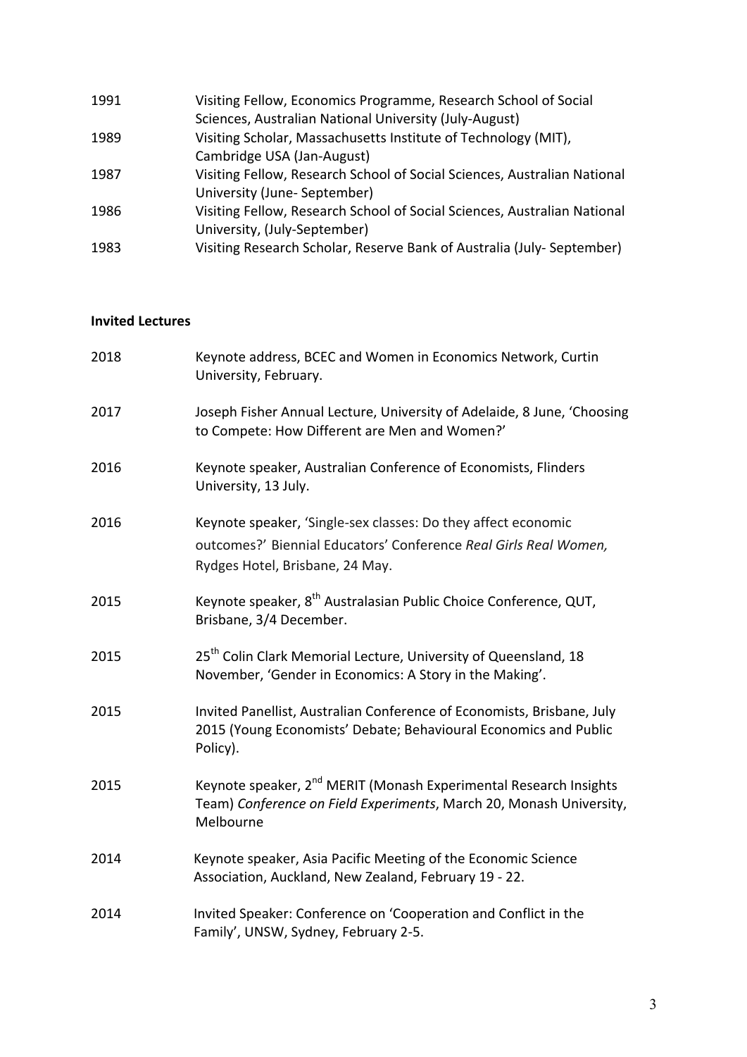| | |
|---|---|
| 1991 | Visiting Fellow, Economics Programme, Research School of Social Sciences, Australian National University (July-August) |
| 1989 | Visiting Scholar, Massachusetts Institute of Technology (MIT), Cambridge USA (Jan-August) |
| 1987 | Visiting Fellow, Research School of Social Sciences, Australian National University (June- September) |
| 1986 | Visiting Fellow, Research School of Social Sciences, Australian National University, (July-September) |
| 1983 | Visiting Research Scholar, Reserve Bank of Australia (July- September) |

**Invited Lectures**

| | |
|---|---|
| 2018 | Keynote address, BCEC and Women in Economics Network, Curtin University, February. |
| 2017 | Joseph Fisher Annual Lecture, University of Adelaide, 8 June, 'Choosing to Compete: How Different are Men and Women?' |
| 2016 | Keynote speaker, Australian Conference of Economists, Flinders University, 13 July. |
| 2016 | Keynote speaker, 'Single-sex classes: Do they affect economic outcomes?' Biennial Educators' Conference *Real Girls Real Women,* Rydges Hotel, Brisbane, 24 May. |
| 2015 | Keynote speaker, 8th Australasian Public Choice Conference, QUT, Brisbane, 3/4 December. |
| 2015 | 25th Colin Clark Memorial Lecture, University of Queensland, 18 November, 'Gender in Economics: A Story in the Making'. |
| 2015 | Invited Panellist, Australian Conference of Economists, Brisbane, July 2015 (Young Economists' Debate; Behavioural Economics and Public Policy). |
| 2015 | Keynote speaker, 2nd MERIT (Monash Experimental Research Insights Team) *Conference on Field Experiments*, March 20, Monash University, Melbourne |
| 2014 | Keynote speaker, Asia Pacific Meeting of the Economic Science Association, Auckland, New Zealand, February 19 - 22. |
| 2014 | Invited Speaker: Conference on 'Cooperation and Conflict in the Family', UNSW, Sydney, February 2-5. |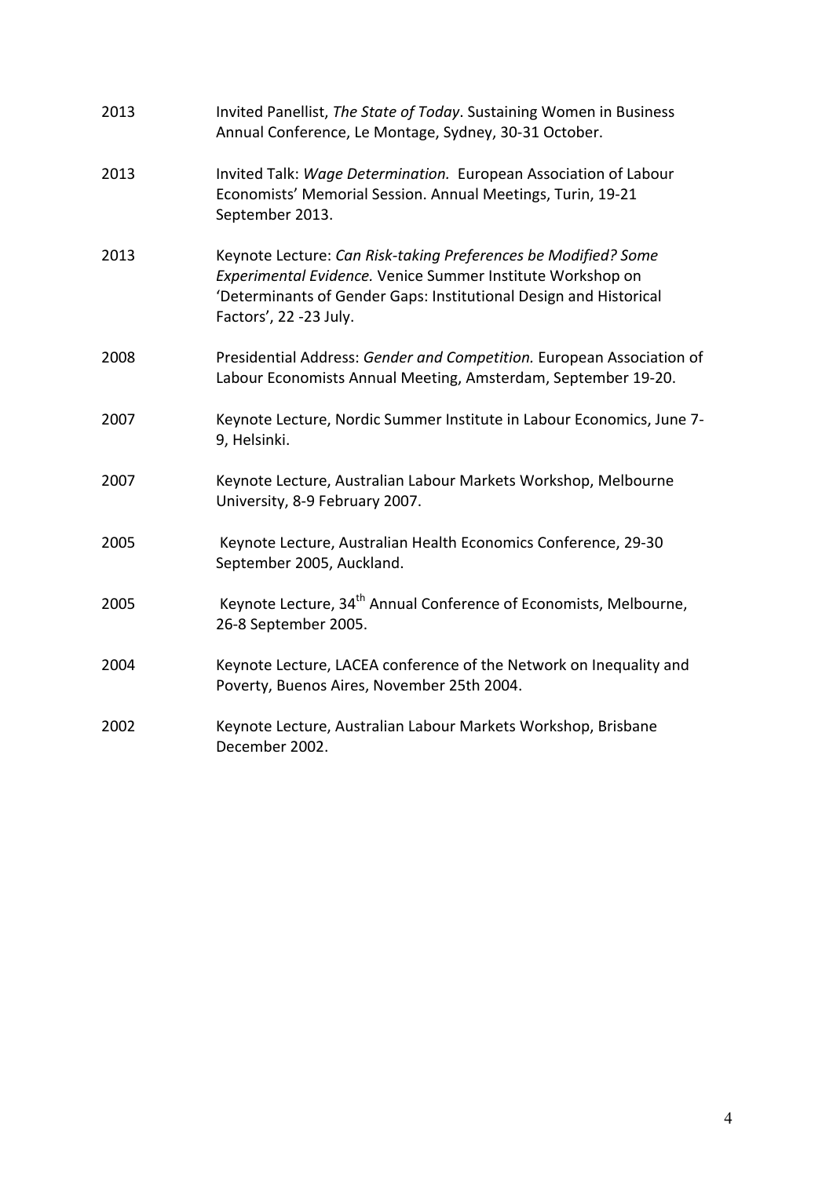2013 Invited Panellist, *The State of Today*. Sustaining Women in Business Annual Conference, Le Montage, Sydney, 30-31 October.

2013 Invited Talk: *Wage Determination.* European Association of Labour Economists' Memorial Session. Annual Meetings, Turin, 19-21 September 2013.

2013 Keynote Lecture: *Can Risk-taking Preferences be Modified? Some Experimental Evidence.* Venice Summer Institute Workshop on 'Determinants of Gender Gaps: Institutional Design and Historical Factors', 22 -23 July.

2008 Presidential Address: *Gender and Competition.* European Association of Labour Economists Annual Meeting, Amsterdam, September 19-20.

2007 Keynote Lecture, Nordic Summer Institute in Labour Economics, June 7-9, Helsinki.

2007 Keynote Lecture, Australian Labour Markets Workshop, Melbourne University, 8-9 February 2007.

2005 Keynote Lecture, Australian Health Economics Conference, 29-30 September 2005, Auckland.

2005 Keynote Lecture, 34th Annual Conference of Economists, Melbourne, 26-8 September 2005.

2004 Keynote Lecture, LACEA conference of the Network on Inequality and Poverty, Buenos Aires, November 25th 2004.

2002 Keynote Lecture, Australian Labour Markets Workshop, Brisbane December 2002.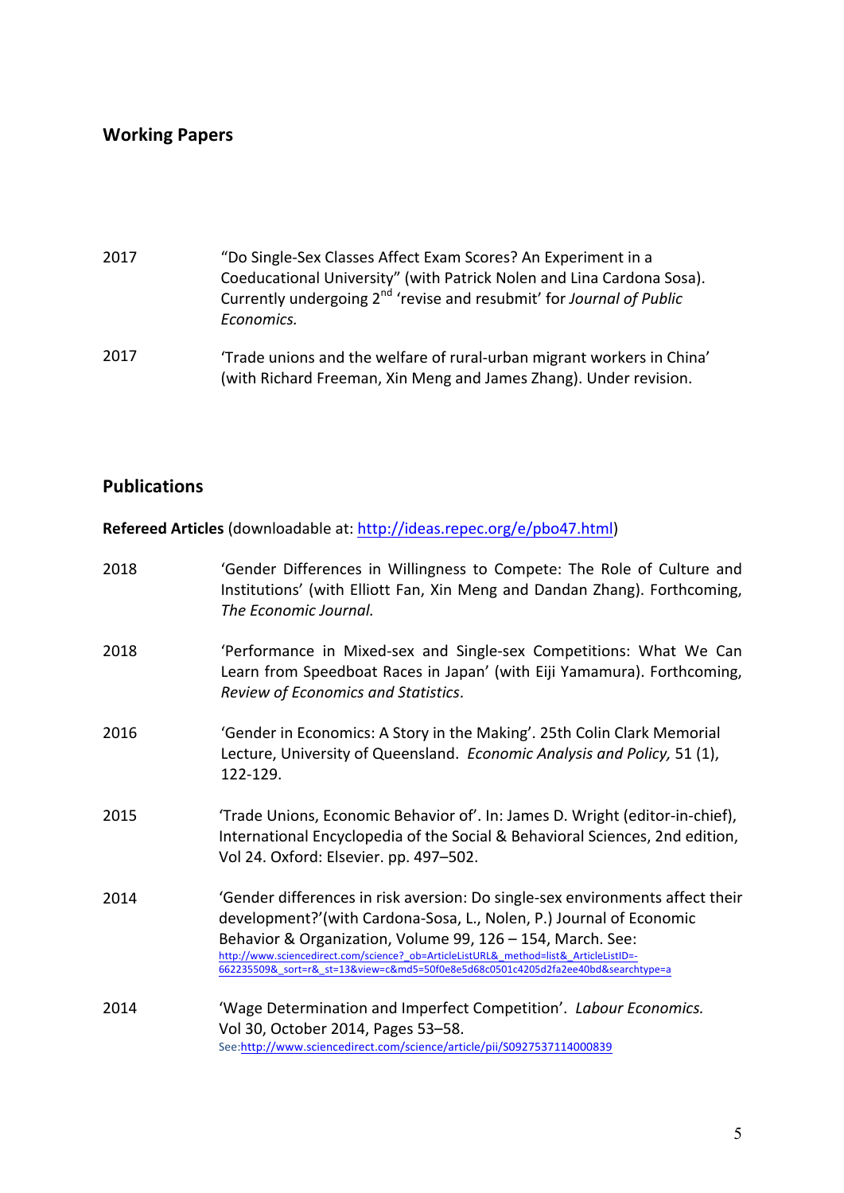## Working Papers

2017 “Do Single-Sex Classes Affect Exam Scores? An Experiment in a Coeducational University” (with Patrick Nolen and Lina Cardona Sosa). Currently undergoing 2nd ‘revise and resubmit’ for *Journal of Public Economics.*

2017 ‘Trade unions and the welfare of rural-urban migrant workers in China’ (with Richard Freeman, Xin Meng and James Zhang). Under revision.

## Publications

**Refereed Articles** (downloadable at: http://ideas.repec.org/e/pbo47.html)

2018 ‘Gender Differences in Willingness to Compete: The Role of Culture and Institutions’ (with Elliott Fan, Xin Meng and Dandan Zhang). Forthcoming, *The Economic Journal.*

2018 ‘Performance in Mixed-sex and Single-sex Competitions: What We Can Learn from Speedboat Races in Japan’ (with Eiji Yamamura). Forthcoming, *Review of Economics and Statistics*.

2016 ‘Gender in Economics: A Story in the Making’. 25th Colin Clark Memorial Lecture, University of Queensland. *Economic Analysis and Policy,* 51 (1), 122-129.

2015 ‘Trade Unions, Economic Behavior of’. In: James D. Wright (editor-in-chief), International Encyclopedia of the Social & Behavioral Sciences, 2nd edition, Vol 24. Oxford: Elsevier. pp. 497–502.

2014 ‘Gender differences in risk aversion: Do single-sex environments affect their development?’(with Cardona-Sosa, L., Nolen, P.) Journal of Economic Behavior & Organization, Volume 99, 126 – 154, March. See: http://www.sciencedirect.com/science?_ob=ArticleListURL&_method=list&_ArticleListID=-662235509&_sort=r&_st=13&view=c&md5=50f0e8e5d68c0501c4205d2fa2ee40bd&searchtype=a

2014 ‘Wage Determination and Imperfect Competition’. *Labour Economics.* Vol 30, October 2014, Pages 53–58. See:http://www.sciencedirect.com/science/article/pii/S0927537114000839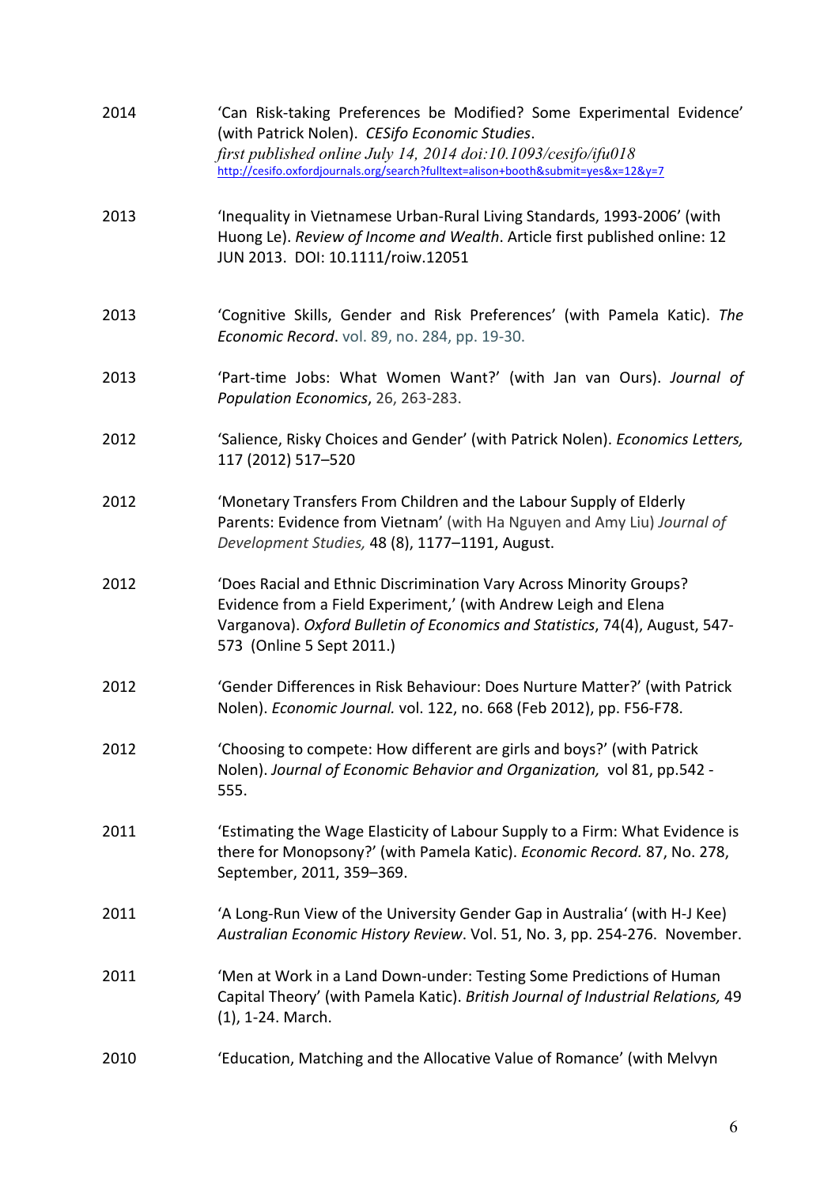2014 ‘Can Risk-taking Preferences be Modified? Some Experimental Evidence’ (with Patrick Nolen). *CESifo Economic Studies*. *first published online July 14, 2014 doi:10.1093/cesifo/ifu018* http://cesifo.oxfordjournals.org/search?fulltext=alison+booth&submit=yes&x=12&y=7

2013 ‘Inequality in Vietnamese Urban-Rural Living Standards, 1993-2006’ (with Huong Le). *Review of Income and Wealth*. Article first published online: 12 JUN 2013. DOI: 10.1111/roiw.12051

2013 ‘Cognitive Skills, Gender and Risk Preferences’ (with Pamela Katic). *The Economic Record*. vol. 89, no. 284, pp. 19-30.

2013 ‘Part-time Jobs: What Women Want?’ (with Jan van Ours). *Journal of Population Economics*, 26, 263-283.

2012 ‘Salience, Risky Choices and Gender’ (with Patrick Nolen). *Economics Letters,* 117 (2012) 517–520

2012 ‘Monetary Transfers From Children and the Labour Supply of Elderly Parents: Evidence from Vietnam’ (with Ha Nguyen and Amy Liu) *Journal of Development Studies,* 48 (8), 1177–1191, August.

2012 ‘Does Racial and Ethnic Discrimination Vary Across Minority Groups? Evidence from a Field Experiment,’ (with Andrew Leigh and Elena Varganova). *Oxford Bulletin of Economics and Statistics*, 74(4), August, 547-573 (Online 5 Sept 2011.)

2012 ‘Gender Differences in Risk Behaviour: Does Nurture Matter?’ (with Patrick Nolen). *Economic Journal.* vol. 122, no. 668 (Feb 2012), pp. F56-F78.

2012 ‘Choosing to compete: How different are girls and boys?’ (with Patrick Nolen). *Journal of Economic Behavior and Organization,* vol 81, pp.542 - 555.

2011 ‘Estimating the Wage Elasticity of Labour Supply to a Firm: What Evidence is there for Monopsony?’ (with Pamela Katic). *Economic Record.* 87, No. 278, September, 2011, 359–369.

2011 ‘A Long-Run View of the University Gender Gap in Australia‘ (with H-J Kee) *Australian Economic History Review*. Vol. 51, No. 3, pp. 254-276. November.

2011 ‘Men at Work in a Land Down-under: Testing Some Predictions of Human Capital Theory’ (with Pamela Katic). *British Journal of Industrial Relations,* 49 (1), 1-24. March.

2010 ‘Education, Matching and the Allocative Value of Romance’ (with Melvyn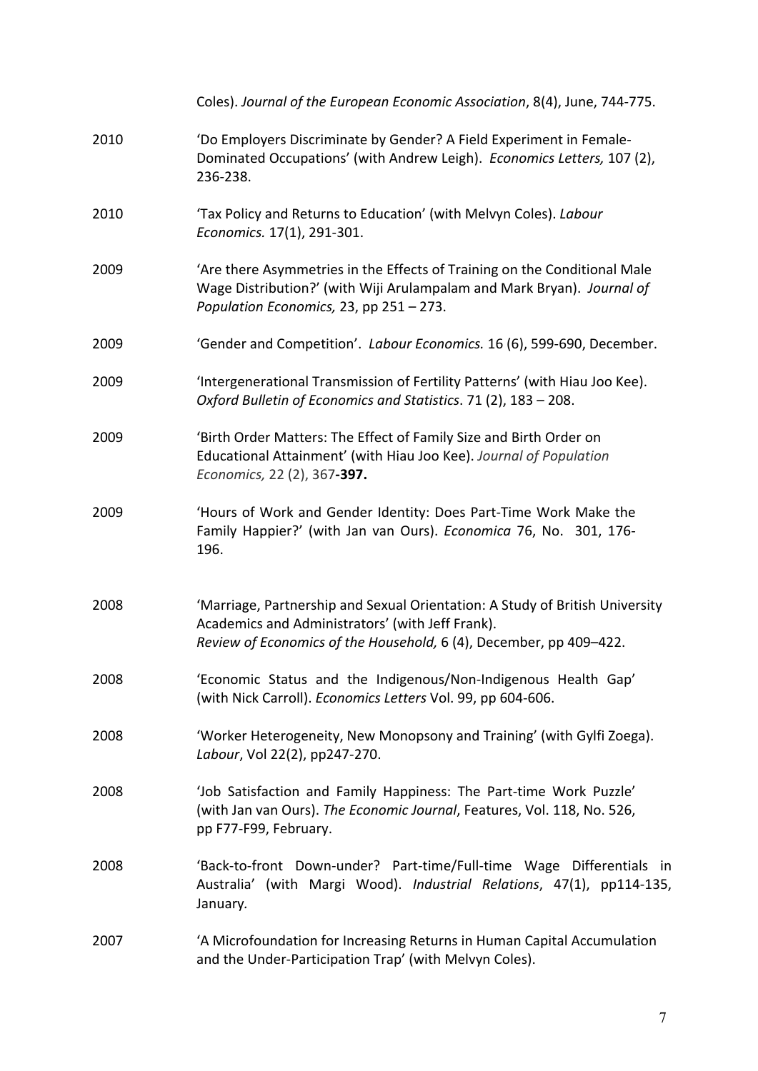Coles). *Journal of the European Economic Association*, 8(4), June, 744-775.

2010 'Do Employers Discriminate by Gender? A Field Experiment in Female-Dominated Occupations' (with Andrew Leigh). *Economics Letters,* 107 (2), 236-238.

2010 'Tax Policy and Returns to Education' (with Melvyn Coles). *Labour Economics.* 17(1), 291-301.

2009 'Are there Asymmetries in the Effects of Training on the Conditional Male Wage Distribution?' (with Wiji Arulampalam and Mark Bryan). *Journal of Population Economics,* 23, pp 251 – 273.

2009 'Gender and Competition'. *Labour Economics.* 16 (6), 599-690, December.

2009 'Intergenerational Transmission of Fertility Patterns' (with Hiau Joo Kee). *Oxford Bulletin of Economics and Statistics*. 71 (2), 183 – 208.

2009 'Birth Order Matters: The Effect of Family Size and Birth Order on Educational Attainment' (with Hiau Joo Kee). *Journal of Population Economics,* 22 (2), 367**-397.**

2009 'Hours of Work and Gender Identity: Does Part-Time Work Make the Family Happier?' (with Jan van Ours). *Economica* 76, No. 301, 176-196.

2008 'Marriage, Partnership and Sexual Orientation: A Study of British University Academics and Administrators' (with Jeff Frank). *Review of Economics of the Household,* 6 (4), December, pp 409–422.

2008 'Economic Status and the Indigenous/Non-Indigenous Health Gap' (with Nick Carroll). *Economics Letters* Vol. 99, pp 604-606.

2008 'Worker Heterogeneity, New Monopsony and Training' (with Gylfi Zoega). *Labour*, Vol 22(2), pp247-270.

2008 'Job Satisfaction and Family Happiness: The Part-time Work Puzzle' (with Jan van Ours). *The Economic Journal*, Features, Vol. 118, No. 526, pp F77-F99, February.

2008 'Back-to-front Down-under? Part-time/Full-time Wage Differentials in Australia' (with Margi Wood). *Industrial Relations*, 47(1), pp114-135, January.

2007 'A Microfoundation for Increasing Returns in Human Capital Accumulation and the Under-Participation Trap' (with Melvyn Coles).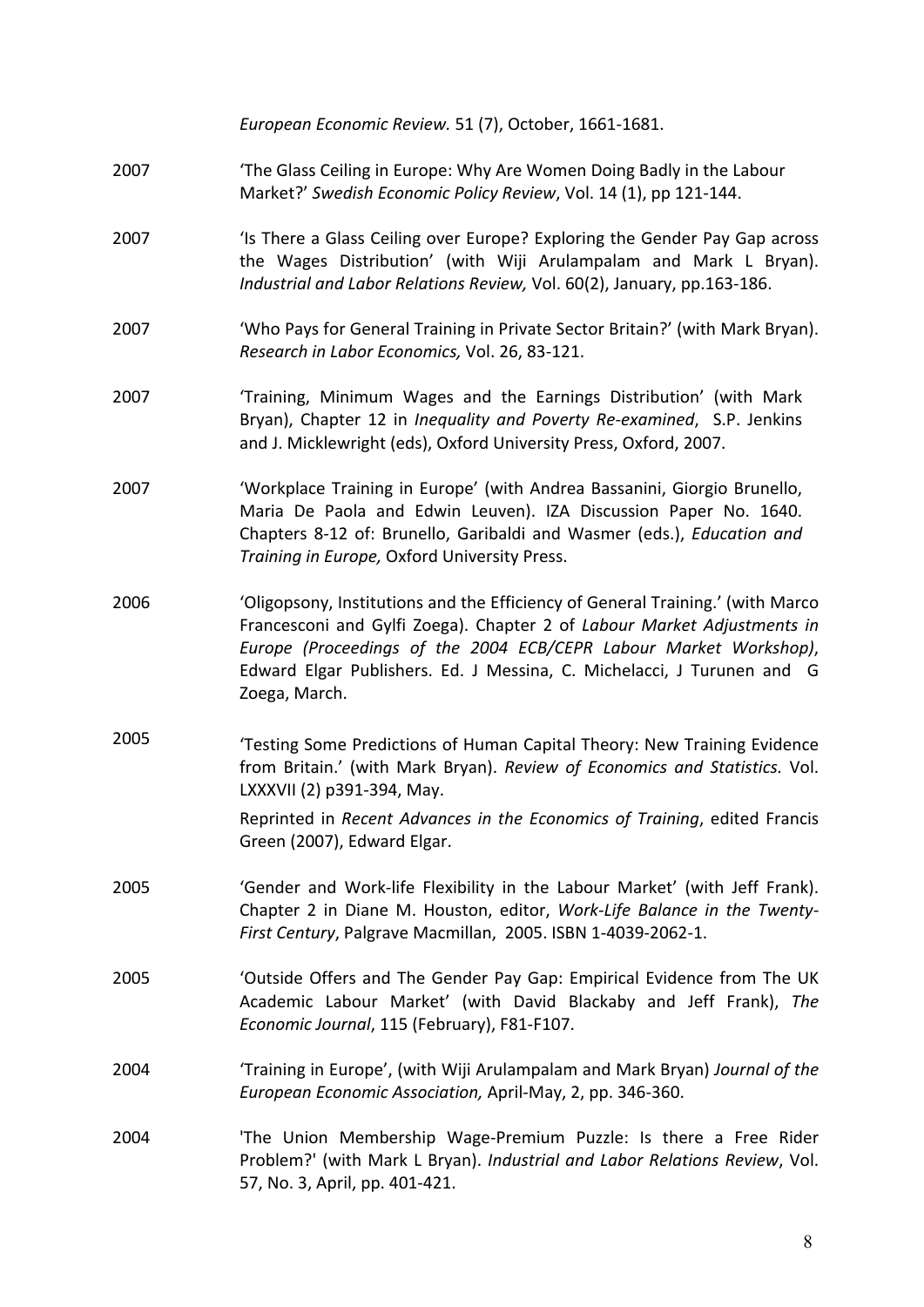*European Economic Review.* 51 (7), October, 1661-1681.

2007 — 'The Glass Ceiling in Europe: Why Are Women Doing Badly in the Labour Market?' *Swedish Economic Policy Review*, Vol. 14 (1), pp 121-144.

2007 — 'Is There a Glass Ceiling over Europe? Exploring the Gender Pay Gap across the Wages Distribution' (with Wiji Arulampalam and Mark L Bryan). *Industrial and Labor Relations Review,* Vol. 60(2), January, pp.163-186.

2007 — 'Who Pays for General Training in Private Sector Britain?' (with Mark Bryan). *Research in Labor Economics,* Vol. 26, 83-121.

2007 — 'Training, Minimum Wages and the Earnings Distribution' (with Mark Bryan), Chapter 12 in *Inequality and Poverty Re-examined*, S.P. Jenkins and J. Micklewright (eds), Oxford University Press, Oxford, 2007.

2007 — 'Workplace Training in Europe' (with Andrea Bassanini, Giorgio Brunello, Maria De Paola and Edwin Leuven). IZA Discussion Paper No. 1640. Chapters 8-12 of: Brunello, Garibaldi and Wasmer (eds.), *Education and Training in Europe,* Oxford University Press.

2006 — 'Oligopsony, Institutions and the Efficiency of General Training.' (with Marco Francesconi and Gylfi Zoega). Chapter 2 of *Labour Market Adjustments in Europe (Proceedings of the 2004 ECB/CEPR Labour Market Workshop)*, Edward Elgar Publishers. Ed. J Messina, C. Michelacci, J Turunen and G Zoega, March.

2005 — 'Testing Some Predictions of Human Capital Theory: New Training Evidence from Britain.' (with Mark Bryan). *Review of Economics and Statistics.* Vol. LXXXVII (2) p391-394, May.

Reprinted in *Recent Advances in the Economics of Training*, edited Francis Green (2007), Edward Elgar.

2005 — 'Gender and Work-life Flexibility in the Labour Market' (with Jeff Frank). Chapter 2 in Diane M. Houston, editor, *Work-Life Balance in the Twenty-First Century*, Palgrave Macmillan, 2005. ISBN 1-4039-2062-1.

2005 — 'Outside Offers and The Gender Pay Gap: Empirical Evidence from The UK Academic Labour Market' (with David Blackaby and Jeff Frank), *The Economic Journal*, 115 (February), F81-F107.

2004 — 'Training in Europe', (with Wiji Arulampalam and Mark Bryan) *Journal of the European Economic Association,* April-May, 2, pp. 346-360.

2004 — 'The Union Membership Wage-Premium Puzzle: Is there a Free Rider Problem?' (with Mark L Bryan). *Industrial and Labor Relations Review*, Vol. 57, No. 3, April, pp. 401-421.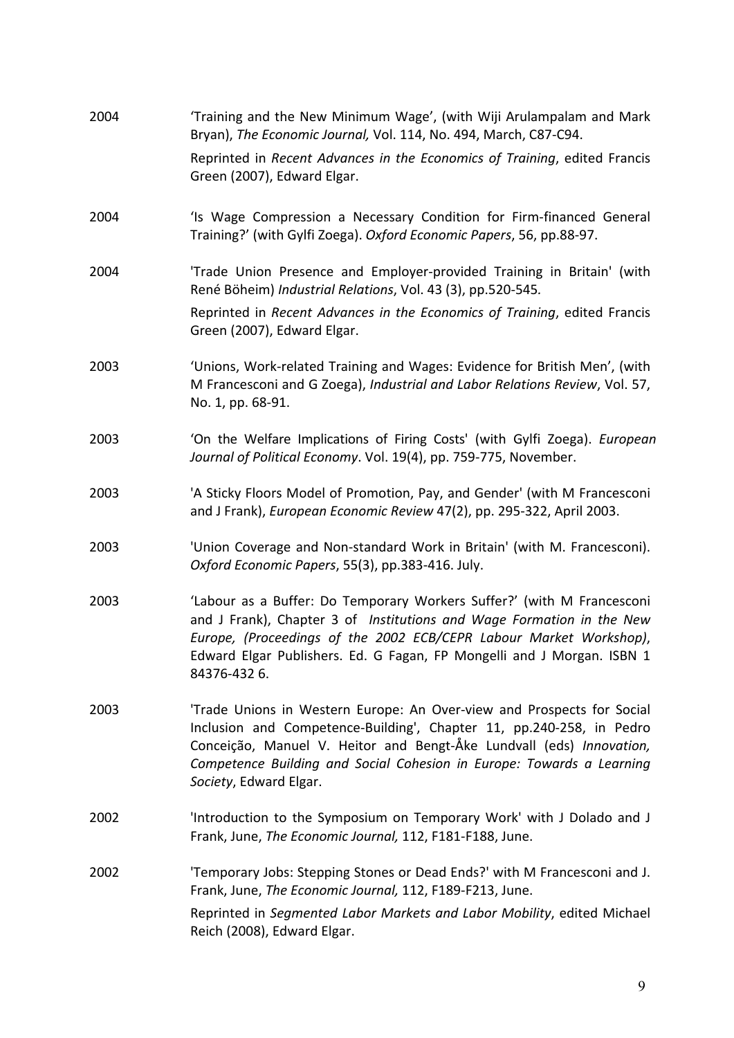2004 ‘Training and the New Minimum Wage’, (with Wiji Arulampalam and Mark Bryan), *The Economic Journal,* Vol. 114, No. 494, March, C87-C94.

Reprinted in *Recent Advances in the Economics of Training*, edited Francis Green (2007), Edward Elgar.

2004 ‘Is Wage Compression a Necessary Condition for Firm-financed General Training?’ (with Gylfi Zoega). *Oxford Economic Papers*, 56, pp.88-97.

2004 'Trade Union Presence and Employer-provided Training in Britain' (with René Böheim) *Industrial Relations*, Vol. 43 (3), pp.520-545.

Reprinted in *Recent Advances in the Economics of Training*, edited Francis Green (2007), Edward Elgar.

2003 ‘Unions, Work-related Training and Wages: Evidence for British Men’, (with M Francesconi and G Zoega), *Industrial and Labor Relations Review*, Vol. 57, No. 1, pp. 68-91.

2003 ‘On the Welfare Implications of Firing Costs' (with Gylfi Zoega). *European Journal of Political Economy*. Vol. 19(4), pp. 759-775, November.

2003 'A Sticky Floors Model of Promotion, Pay, and Gender' (with M Francesconi and J Frank), *European Economic Review* 47(2), pp. 295-322, April 2003.

2003 'Union Coverage and Non-standard Work in Britain' (with M. Francesconi). *Oxford Economic Papers*, 55(3), pp.383-416. July.

2003 ‘Labour as a Buffer: Do Temporary Workers Suffer?’ (with M Francesconi and J Frank), Chapter 3 of *Institutions and Wage Formation in the New Europe, (Proceedings of the 2002 ECB/CEPR Labour Market Workshop)*, Edward Elgar Publishers. Ed. G Fagan, FP Mongelli and J Morgan. ISBN 1 84376-432 6.

2003 'Trade Unions in Western Europe: An Over-view and Prospects for Social Inclusion and Competence-Building', Chapter 11, pp.240-258, in Pedro Conceição, Manuel V. Heitor and Bengt-Åke Lundvall (eds) *Innovation, Competence Building and Social Cohesion in Europe: Towards a Learning Society*, Edward Elgar.

2002 'Introduction to the Symposium on Temporary Work' with J Dolado and J Frank, June, *The Economic Journal,* 112, F181-F188, June.

2002 'Temporary Jobs: Stepping Stones or Dead Ends?' with M Francesconi and J. Frank, June, *The Economic Journal,* 112, F189-F213, June.

Reprinted in *Segmented Labor Markets and Labor Mobility*, edited Michael Reich (2008), Edward Elgar.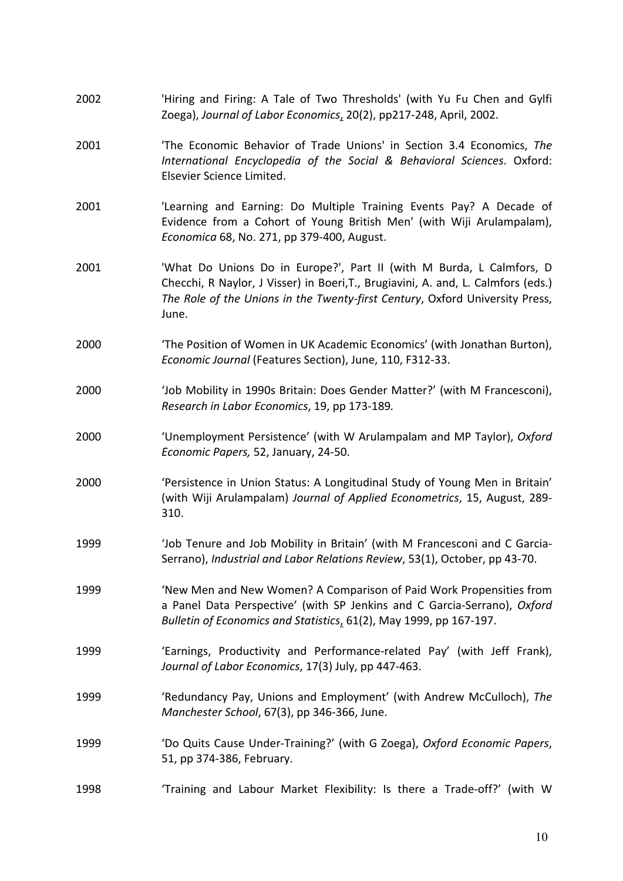2002 'Hiring and Firing: A Tale of Two Thresholds' (with Yu Fu Chen and Gylfi Zoega), *Journal of Labor Economics*, 20(2), pp217-248, April, 2002.

2001 'The Economic Behavior of Trade Unions' in Section 3.4 Economics, *The International Encyclopedia of the Social & Behavioral Sciences*. Oxford: Elsevier Science Limited.

2001 'Learning and Earning: Do Multiple Training Events Pay? A Decade of Evidence from a Cohort of Young British Men' (with Wiji Arulampalam), *Economica* 68, No. 271, pp 379-400, August.

2001 'What Do Unions Do in Europe?', Part II (with M Burda, L Calmfors, D Checchi, R Naylor, J Visser) in Boeri,T., Brugiavini, A. and, L. Calmfors (eds.) *The Role of the Unions in the Twenty-first Century*, Oxford University Press, June.

2000 'The Position of Women in UK Academic Economics' (with Jonathan Burton), *Economic Journal* (Features Section), June, 110, F312-33.

2000 'Job Mobility in 1990s Britain: Does Gender Matter?' (with M Francesconi), *Research in Labor Economics*, 19, pp 173-189.

2000 'Unemployment Persistence' (with W Arulampalam and MP Taylor), *Oxford Economic Papers,* 52, January, 24-50.

2000 'Persistence in Union Status: A Longitudinal Study of Young Men in Britain' (with Wiji Arulampalam) *Journal of Applied Econometrics*, 15, August, 289-310.

1999 'Job Tenure and Job Mobility in Britain' (with M Francesconi and C Garcia-Serrano), *Industrial and Labor Relations Review*, 53(1), October, pp 43-70.

1999 'New Men and New Women? A Comparison of Paid Work Propensities from a Panel Data Perspective' (with SP Jenkins and C Garcia-Serrano), *Oxford Bulletin of Economics and Statistics*, 61(2), May 1999, pp 167-197.

1999 'Earnings, Productivity and Performance-related Pay' (with Jeff Frank), *Journal of Labor Economics*, 17(3) July, pp 447-463.

1999 'Redundancy Pay, Unions and Employment' (with Andrew McCulloch), *The Manchester School*, 67(3), pp 346-366, June.

1999 'Do Quits Cause Under-Training?' (with G Zoega), *Oxford Economic Papers*, 51, pp 374-386, February.

1998 'Training and Labour Market Flexibility: Is there a Trade-off?' (with W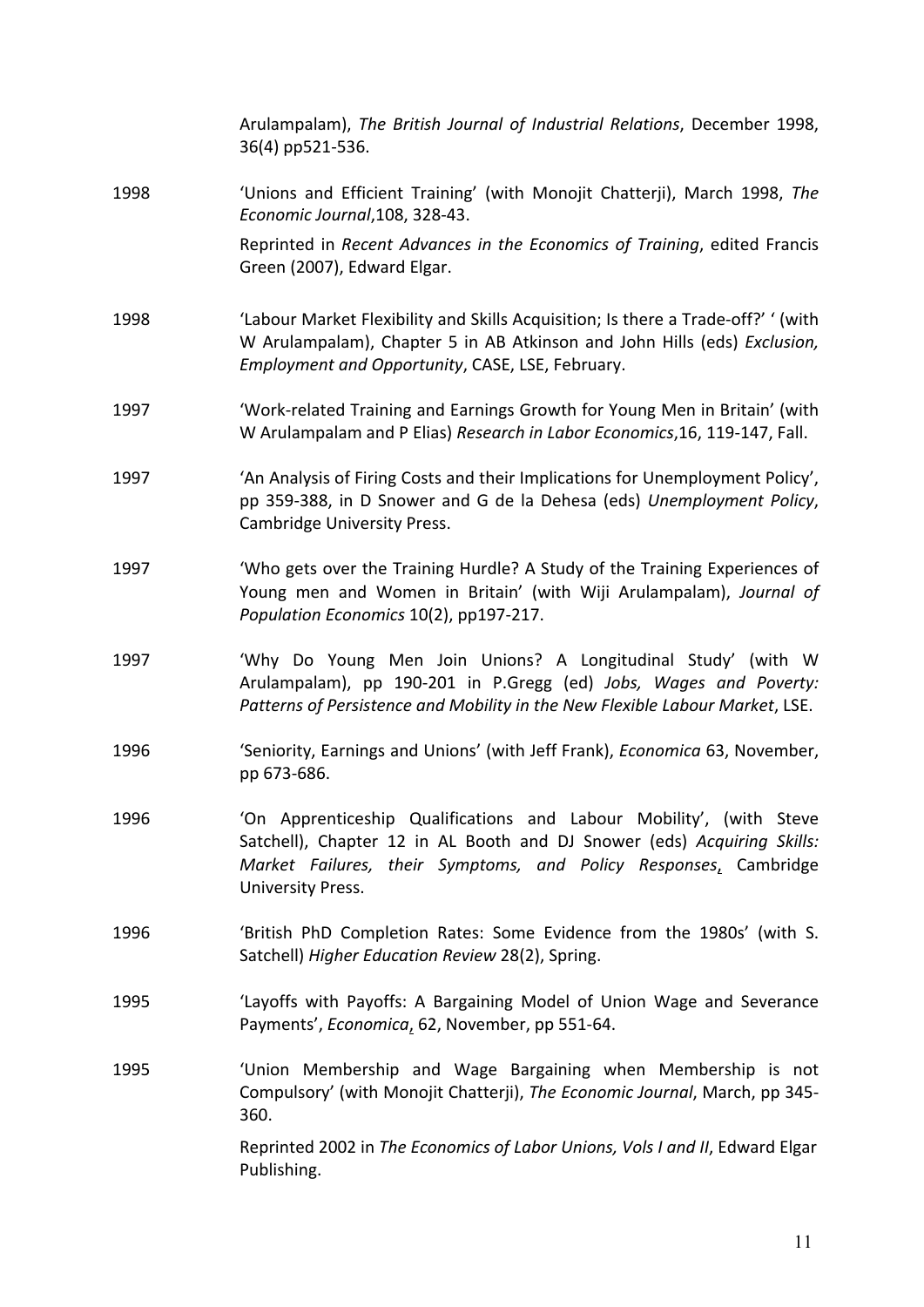Arulampalam), *The British Journal of Industrial Relations*, December 1998, 36(4) pp521-536.

1998 'Unions and Efficient Training' (with Monojit Chatterji), March 1998, *The Economic Journal*,108, 328-43.

Reprinted in *Recent Advances in the Economics of Training*, edited Francis Green (2007), Edward Elgar.

1998 'Labour Market Flexibility and Skills Acquisition; Is there a Trade-off?' ' (with W Arulampalam), Chapter 5 in AB Atkinson and John Hills (eds) *Exclusion, Employment and Opportunity*, CASE, LSE, February.

1997 'Work-related Training and Earnings Growth for Young Men in Britain' (with W Arulampalam and P Elias) *Research in Labor Economics*,16, 119-147, Fall.

1997 'An Analysis of Firing Costs and their Implications for Unemployment Policy', pp 359-388, in D Snower and G de la Dehesa (eds) *Unemployment Policy*, Cambridge University Press.

1997 'Who gets over the Training Hurdle? A Study of the Training Experiences of Young men and Women in Britain' (with Wiji Arulampalam), *Journal of Population Economics* 10(2), pp197-217.

1997 'Why Do Young Men Join Unions? A Longitudinal Study' (with W Arulampalam), pp 190-201 in P.Gregg (ed) *Jobs, Wages and Poverty: Patterns of Persistence and Mobility in the New Flexible Labour Market*, LSE.

1996 'Seniority, Earnings and Unions' (with Jeff Frank), *Economica* 63, November, pp 673-686.

1996 'On Apprenticeship Qualifications and Labour Mobility', (with Steve Satchell), Chapter 12 in AL Booth and DJ Snower (eds) *Acquiring Skills: Market Failures, their Symptoms, and Policy Responses*, Cambridge University Press.

1996 'British PhD Completion Rates: Some Evidence from the 1980s' (with S. Satchell) *Higher Education Review* 28(2), Spring.

1995 'Layoffs with Payoffs: A Bargaining Model of Union Wage and Severance Payments', *Economica*, 62, November, pp 551-64.

1995 'Union Membership and Wage Bargaining when Membership is not Compulsory' (with Monojit Chatterji), *The Economic Journal*, March, pp 345-360.

Reprinted 2002 in *The Economics of Labor Unions, Vols I and II*, Edward Elgar Publishing.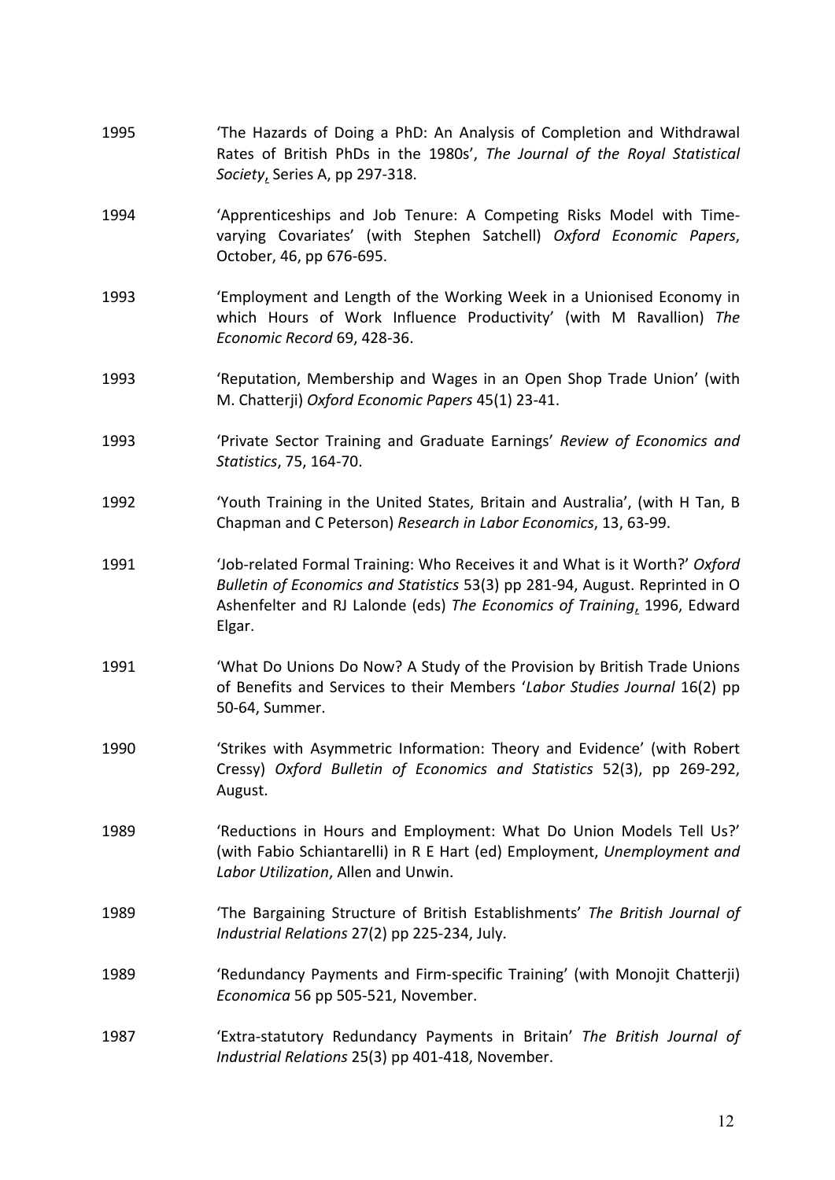1995 ‘The Hazards of Doing a PhD: An Analysis of Completion and Withdrawal Rates of British PhDs in the 1980s’, *The Journal of the Royal Statistical Society*, Series A, pp 297-318.

1994 ‘Apprenticeships and Job Tenure: A Competing Risks Model with Time-varying Covariates’ (with Stephen Satchell) *Oxford Economic Papers*, October, 46, pp 676-695.

1993 ‘Employment and Length of the Working Week in a Unionised Economy in which Hours of Work Influence Productivity’ (with M Ravallion) *The Economic Record* 69, 428-36.

1993 ‘Reputation, Membership and Wages in an Open Shop Trade Union’ (with M. Chatterji) *Oxford Economic Papers* 45(1) 23-41.

1993 ‘Private Sector Training and Graduate Earnings’ *Review of Economics and Statistics*, 75, 164-70.

1992 ‘Youth Training in the United States, Britain and Australia’, (with H Tan, B Chapman and C Peterson) *Research in Labor Economics*, 13, 63-99.

1991 ‘Job-related Formal Training: Who Receives it and What is it Worth?’ *Oxford Bulletin of Economics and Statistics* 53(3) pp 281-94, August. Reprinted in O Ashenfelter and RJ Lalonde (eds) *The Economics of Training*, 1996, Edward Elgar.

1991 ‘What Do Unions Do Now? A Study of the Provision by British Trade Unions of Benefits and Services to their Members ‘*Labor Studies Journal* 16(2) pp 50-64, Summer.

1990 ‘Strikes with Asymmetric Information: Theory and Evidence’ (with Robert Cressy) *Oxford Bulletin of Economics and Statistics* 52(3), pp 269-292, August.

1989 ‘Reductions in Hours and Employment: What Do Union Models Tell Us?’ (with Fabio Schiantarelli) in R E Hart (ed) Employment, *Unemployment and Labor Utilization*, Allen and Unwin.

1989 ‘The Bargaining Structure of British Establishments’ *The British Journal of Industrial Relations* 27(2) pp 225-234, July.

1989 ‘Redundancy Payments and Firm-specific Training’ (with Monojit Chatterji) *Economica* 56 pp 505-521, November.

1987 ‘Extra-statutory Redundancy Payments in Britain’ *The British Journal of Industrial Relations* 25(3) pp 401-418, November.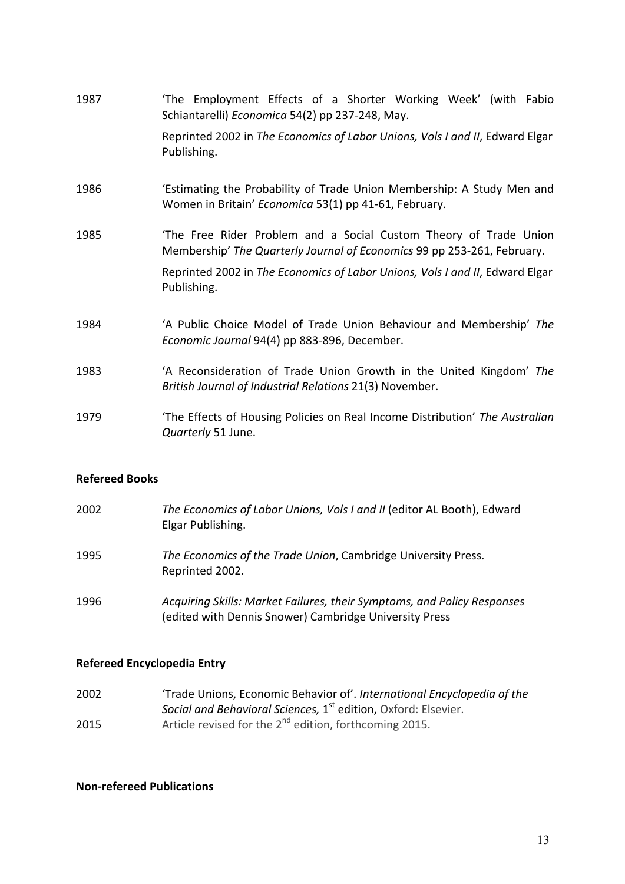1987 'The Employment Effects of a Shorter Working Week' (with Fabio Schiantarelli) *Economica* 54(2) pp 237-248, May.

Reprinted 2002 in *The Economics of Labor Unions, Vols I and II*, Edward Elgar Publishing.

1986 'Estimating the Probability of Trade Union Membership: A Study Men and Women in Britain' *Economica* 53(1) pp 41-61, February.

1985 'The Free Rider Problem and a Social Custom Theory of Trade Union Membership' *The Quarterly Journal of Economics* 99 pp 253-261, February.

Reprinted 2002 in *The Economics of Labor Unions, Vols I and II*, Edward Elgar Publishing.

1984 'A Public Choice Model of Trade Union Behaviour and Membership' *The Economic Journal* 94(4) pp 883-896, December.

1983 'A Reconsideration of Trade Union Growth in the United Kingdom' *The British Journal of Industrial Relations* 21(3) November.

1979 'The Effects of Housing Policies on Real Income Distribution' *The Australian Quarterly* 51 June.

**Refereed Books**

2002 *The Economics of Labor Unions, Vols I and II* (editor AL Booth), Edward Elgar Publishing.

1995 *The Economics of the Trade Union*, Cambridge University Press. Reprinted 2002.

1996 *Acquiring Skills: Market Failures, their Symptoms, and Policy Responses* (edited with Dennis Snower) Cambridge University Press

**Refereed Encyclopedia Entry**

2002 'Trade Unions, Economic Behavior of'. *International Encyclopedia of the Social and Behavioral Sciences,* 1st edition, Oxford: Elsevier.

2015 Article revised for the 2nd edition, forthcoming 2015.

**Non-refereed Publications**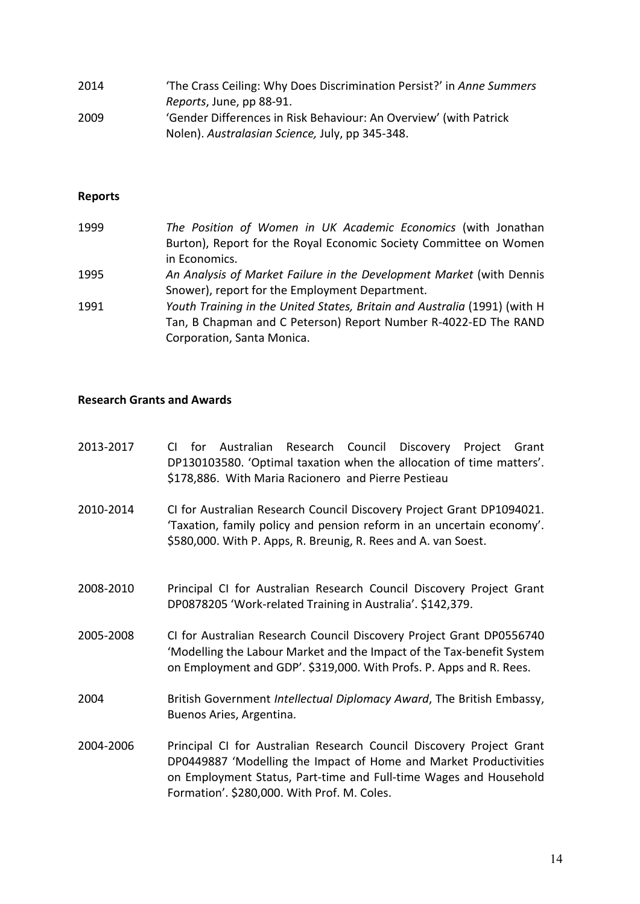2014 'The Crass Ceiling: Why Does Discrimination Persist?' in *Anne Summers Reports*, June, pp 88-91.

2009 'Gender Differences in Risk Behaviour: An Overview' (with Patrick Nolen). *Australasian Science,* July, pp 345-348.

**Reports**

1999 *The Position of Women in UK Academic Economics* (with Jonathan Burton), Report for the Royal Economic Society Committee on Women in Economics.

1995 *An Analysis of Market Failure in the Development Market* (with Dennis Snower), report for the Employment Department.

1991 *Youth Training in the United States, Britain and Australia* (1991) (with H Tan, B Chapman and C Peterson) Report Number R-4022-ED The RAND Corporation, Santa Monica.

**Research Grants and Awards**

2013-2017 CI for Australian Research Council Discovery Project Grant DP130103580. 'Optimal taxation when the allocation of time matters'. $178,886. With Maria Racionero and Pierre Pestieau

2010-2014 CI for Australian Research Council Discovery Project Grant DP1094021. 'Taxation, family policy and pension reform in an uncertain economy'. $580,000. With P. Apps, R. Breunig, R. Rees and A. van Soest.

2008-2010 Principal CI for Australian Research Council Discovery Project Grant DP0878205 'Work-related Training in Australia'. $142,379.

2005-2008 CI for Australian Research Council Discovery Project Grant DP0556740 'Modelling the Labour Market and the Impact of the Tax-benefit System on Employment and GDP'. $319,000. With Profs. P. Apps and R. Rees.

2004 British Government *Intellectual Diplomacy Award*, The British Embassy, Buenos Aries, Argentina.

2004-2006 Principal CI for Australian Research Council Discovery Project Grant DP0449887 'Modelling the Impact of Home and Market Productivities on Employment Status, Part-time and Full-time Wages and Household Formation'. $280,000. With Prof. M. Coles.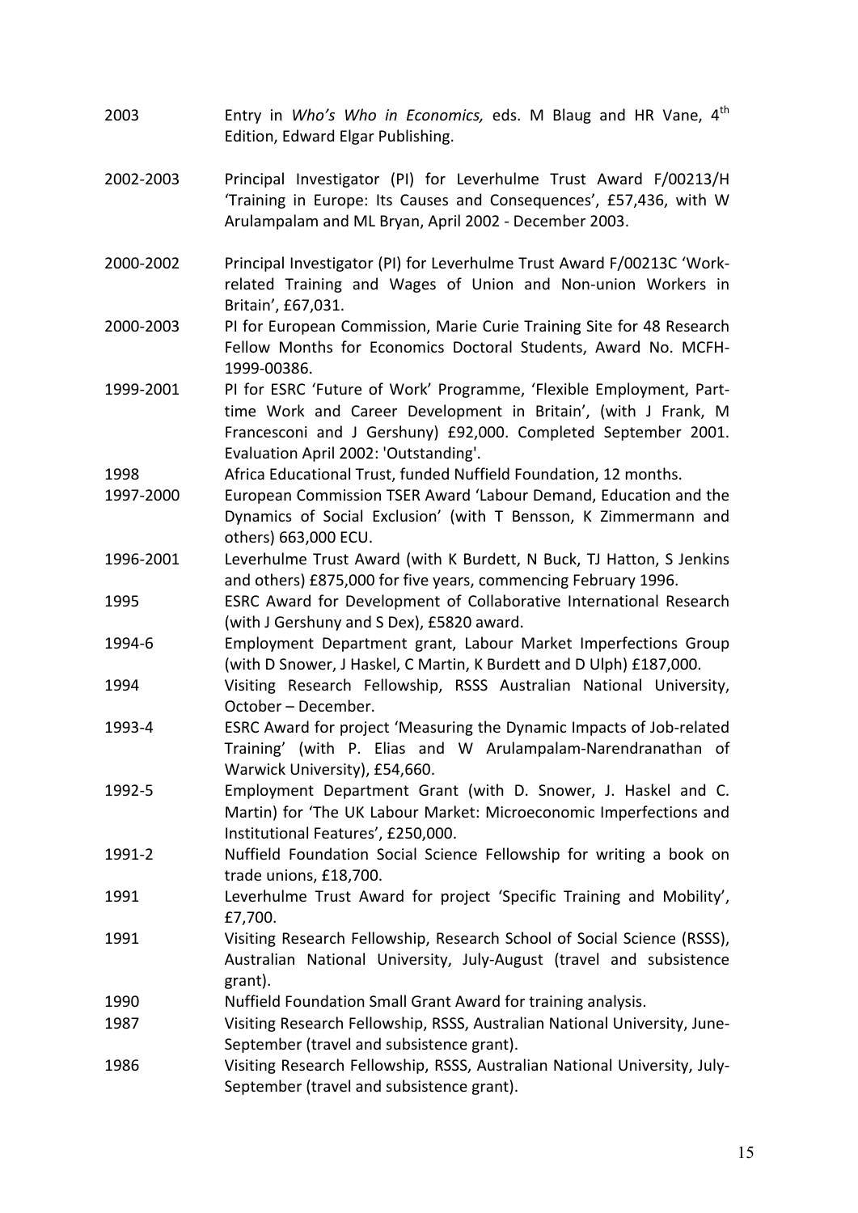| | |
|---|---|
| 2003 | Entry in *Who's Who in Economics,* eds. M Blaug and HR Vane, 4th Edition, Edward Elgar Publishing. |
| 2002-2003 | Principal Investigator (PI) for Leverhulme Trust Award F/00213/H 'Training in Europe: Its Causes and Consequences', £57,436, with W Arulampalam and ML Bryan, April 2002 - December 2003. |
| 2000-2002 | Principal Investigator (PI) for Leverhulme Trust Award F/00213C 'Work-related Training and Wages of Union and Non-union Workers in Britain', £67,031. |
| 2000-2003 | PI for European Commission, Marie Curie Training Site for 48 Research Fellow Months for Economics Doctoral Students, Award No. MCFH-1999-00386. |
| 1999-2001 | PI for ESRC 'Future of Work' Programme, 'Flexible Employment, Part-time Work and Career Development in Britain', (with J Frank, M Francesconi and J Gershuny) £92,000. Completed September 2001. Evaluation April 2002: 'Outstanding'. |
| 1998 | Africa Educational Trust, funded Nuffield Foundation, 12 months. |
| 1997-2000 | European Commission TSER Award 'Labour Demand, Education and the Dynamics of Social Exclusion' (with T Bensson, K Zimmermann and others) 663,000 ECU. |
| 1996-2001 | Leverhulme Trust Award (with K Burdett, N Buck, TJ Hatton, S Jenkins and others) £875,000 for five years, commencing February 1996. |
| 1995 | ESRC Award for Development of Collaborative International Research (with J Gershuny and S Dex), £5820 award. |
| 1994-6 | Employment Department grant, Labour Market Imperfections Group (with D Snower, J Haskel, C Martin, K Burdett and D Ulph) £187,000. |
| 1994 | Visiting Research Fellowship, RSSS Australian National University, October – December. |
| 1993-4 | ESRC Award for project 'Measuring the Dynamic Impacts of Job-related Training' (with P. Elias and W Arulampalam-Narendranathan of Warwick University), £54,660. |
| 1992-5 | Employment Department Grant (with D. Snower, J. Haskel and C. Martin) for 'The UK Labour Market: Microeconomic Imperfections and Institutional Features', £250,000. |
| 1991-2 | Nuffield Foundation Social Science Fellowship for writing a book on trade unions, £18,700. |
| 1991 | Leverhulme Trust Award for project 'Specific Training and Mobility', £7,700. |
| 1991 | Visiting Research Fellowship, Research School of Social Science (RSSS), Australian National University, July-August (travel and subsistence grant). |
| 1990 | Nuffield Foundation Small Grant Award for training analysis. |
| 1987 | Visiting Research Fellowship, RSSS, Australian National University, June-September (travel and subsistence grant). |
| 1986 | Visiting Research Fellowship, RSSS, Australian National University, July-September (travel and subsistence grant). |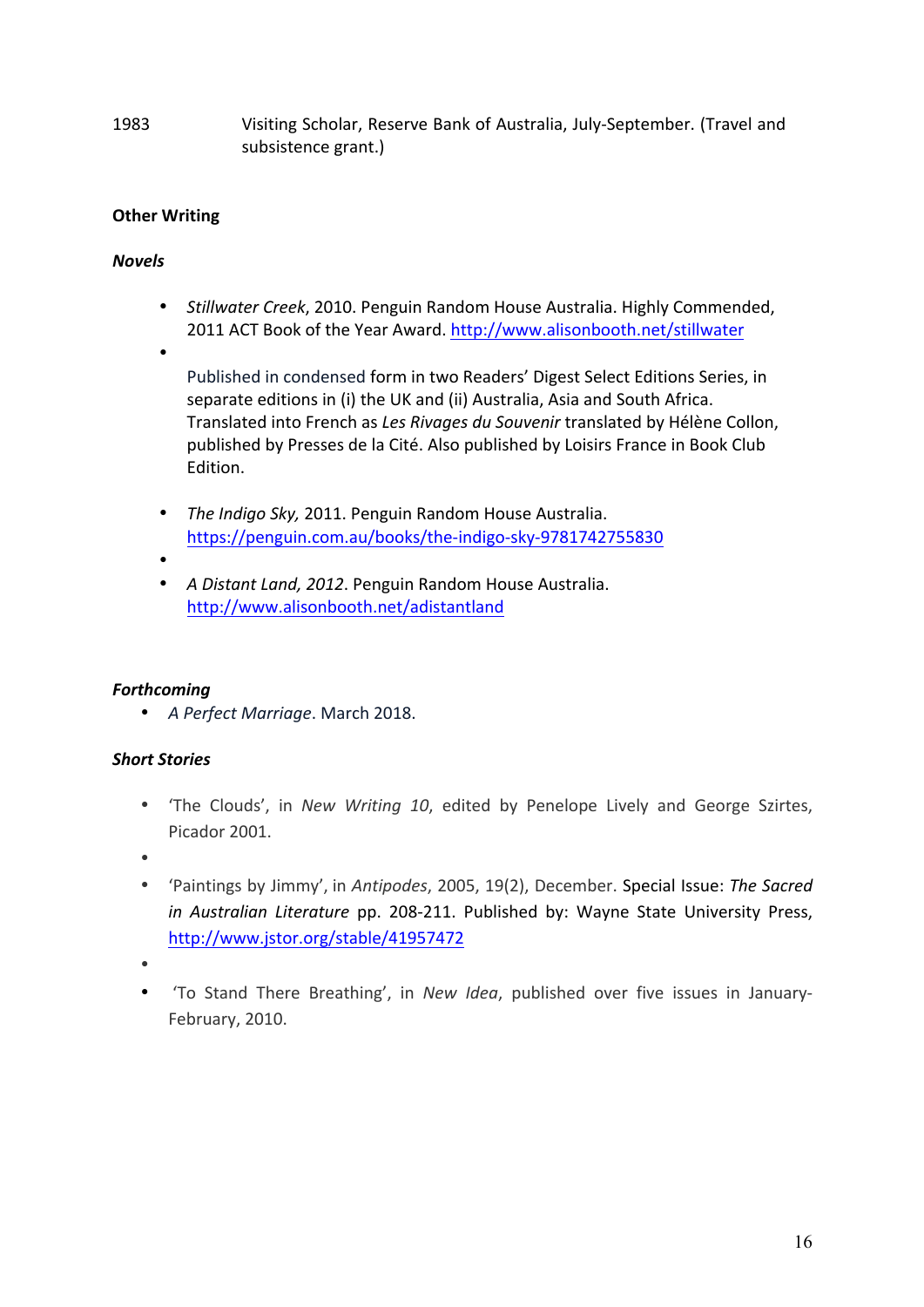| | |
|---|---|
| 1983 | Visiting Scholar, Reserve Bank of Australia, July-September. (Travel and subsistence grant.) |

**Other Writing**

***Novels***

- *Stillwater Creek*, 2010. Penguin Random House Australia. Highly Commended, 2011 ACT Book of the Year Award. http://www.alisonbooth.net/stillwater
-

  Published in condensed form in two Readers' Digest Select Editions Series, in separate editions in (i) the UK and (ii) Australia, Asia and South Africa. Translated into French as *Les Rivages du Souvenir* translated by Hélène Collon, published by Presses de la Cité. Also published by Loisirs France in Book Club Edition.

- *The Indigo Sky,* 2011. Penguin Random House Australia. https://penguin.com.au/books/the-indigo-sky-9781742755830
-
- *A Distant Land, 2012*. Penguin Random House Australia. http://www.alisonbooth.net/adistantland

***Forthcoming***

- *A Perfect Marriage*. March 2018.

***Short Stories***

- 'The Clouds', in *New Writing 10*, edited by Penelope Lively and George Szirtes, Picador 2001.
-
- 'Paintings by Jimmy', in *Antipodes*, 2005, 19(2), December. Special Issue: *The Sacred in Australian Literature* pp. 208-211. Published by: Wayne State University Press, http://www.jstor.org/stable/41957472
-
- 'To Stand There Breathing', in *New Idea*, published over five issues in January-February, 2010.